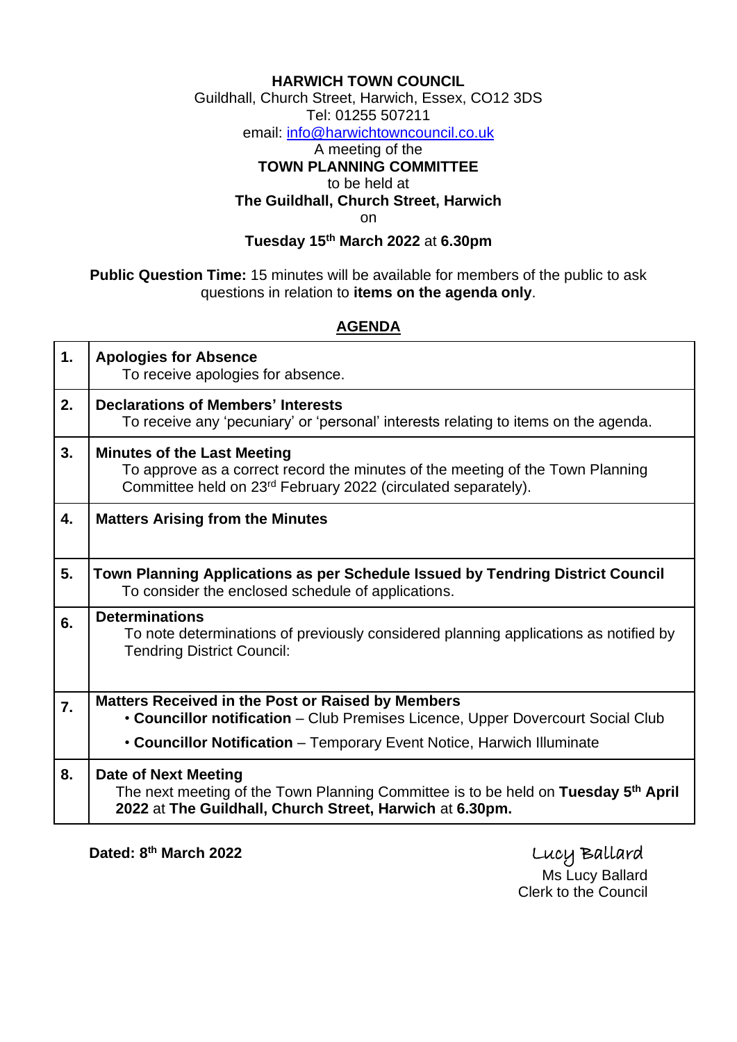**HARWICH TOWN COUNCIL**
Guildhall, Church Street, Harwich, Essex, CO12 3DS
Tel: 01255 507211
email: info@harwichtowncouncil.co.uk
A meeting of the
**TOWN PLANNING COMMITTEE**
to be held at
**The Guildhall, Church Street, Harwich**
on
**Tuesday 15th March 2022** at **6.30pm**

**Public Question Time:** 15 minutes will be available for members of the public to ask questions in relation to **items on the agenda only**.

## AGENDA

| | |
|---|---|
| **1.** | **Apologies for Absence**<br>To receive apologies for absence. |
| **2.** | **Declarations of Members' Interests**<br>To receive any 'pecuniary' or 'personal' interests relating to items on the agenda. |
| **3.** | **Minutes of the Last Meeting**<br>To approve as a correct record the minutes of the meeting of the Town Planning Committee held on 23rd February 2022 (circulated separately). |
| **4.** | **Matters Arising from the Minutes** |
| **5.** | **Town Planning Applications as per Schedule Issued by Tendring District Council**<br>To consider the enclosed schedule of applications. |
| **6.** | **Determinations**<br>To note determinations of previously considered planning applications as notified by Tendring District Council: |
| **7.** | **Matters Received in the Post or Raised by Members**<br>• **Councillor notification** – Club Premises Licence, Upper Dovercourt Social Club<br>• **Councillor Notification** – Temporary Event Notice, Harwich Illuminate |
| **8.** | **Date of Next Meeting**<br>The next meeting of the Town Planning Committee is to be held on **Tuesday 5th April 2022** at **The Guildhall, Church Street, Harwich** at **6.30pm.** |

**Dated: 8th March 2022**

Lucy Ballard
Ms Lucy Ballard
Clerk to the Council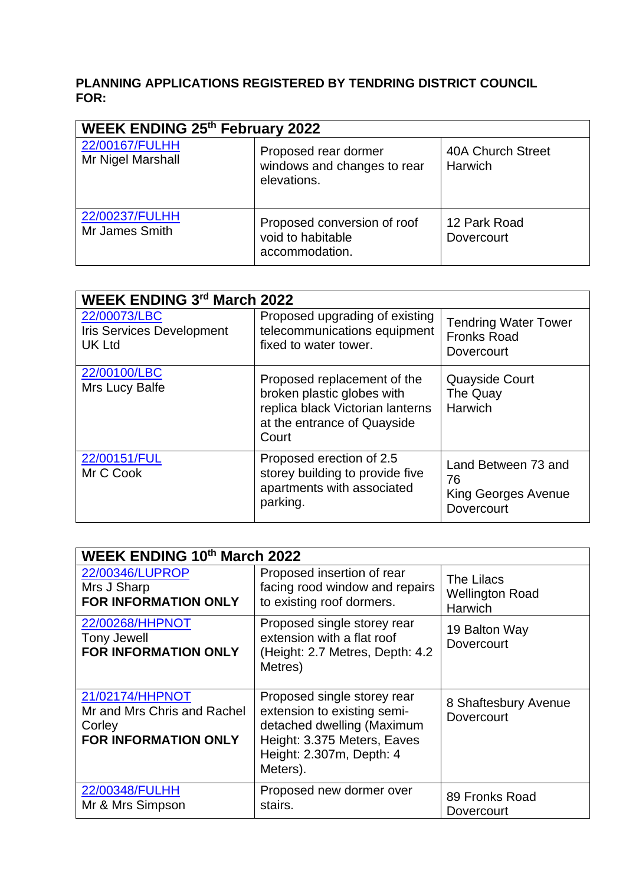**PLANNING APPLICATIONS REGISTERED BY TENDRING DISTRICT COUNCIL FOR:**

| WEEK ENDING 25th February 2022 | | |
|---|---|---|
| 22/00167/FULHH<br>Mr Nigel Marshall | Proposed rear dormer windows and changes to rear elevations. | 40A Church Street<br>Harwich |
| 22/00237/FULHH<br>Mr James Smith | Proposed conversion of roof void to habitable accommodation. | 12 Park Road<br>Dovercourt |

| WEEK ENDING 3rd March 2022 | | |
|---|---|---|
| 22/00073/LBC<br>Iris Services Development UK Ltd | Proposed upgrading of existing telecommunications equipment fixed to water tower. | Tendring Water Tower<br>Fronks Road<br>Dovercourt |
| 22/00100/LBC<br>Mrs Lucy Balfe | Proposed replacement of the broken plastic globes with replica black Victorian lanterns at the entrance of Quayside Court | Quayside Court<br>The Quay<br>Harwich |
| 22/00151/FUL<br>Mr C Cook | Proposed erection of 2.5 storey building to provide five apartments with associated parking. | Land Between 73 and 76<br>King Georges Avenue<br>Dovercourt |

| WEEK ENDING 10th March 2022 | | |
|---|---|---|
| 22/00346/LUPROP<br>Mrs J Sharp<br>**FOR INFORMATION ONLY** | Proposed insertion of rear facing rood window and repairs to existing roof dormers. | The Lilacs<br>Wellington Road<br>Harwich |
| 22/00268/HHPNOT<br>Tony Jewell<br>**FOR INFORMATION ONLY** | Proposed single storey rear extension with a flat roof (Height: 2.7 Metres, Depth: 4.2 Metres) | 19 Balton Way<br>Dovercourt |
| 21/02174/HHPNOT<br>Mr and Mrs Chris and Rachel Corley<br>**FOR INFORMATION ONLY** | Proposed single storey rear extension to existing semi-detached dwelling (Maximum Height: 3.375 Meters, Eaves Height: 2.307m, Depth: 4 Meters). | 8 Shaftesbury Avenue<br>Dovercourt |
| 22/00348/FULHH<br>Mr & Mrs Simpson | Proposed new dormer over stairs. | 89 Fronks Road<br>Dovercourt |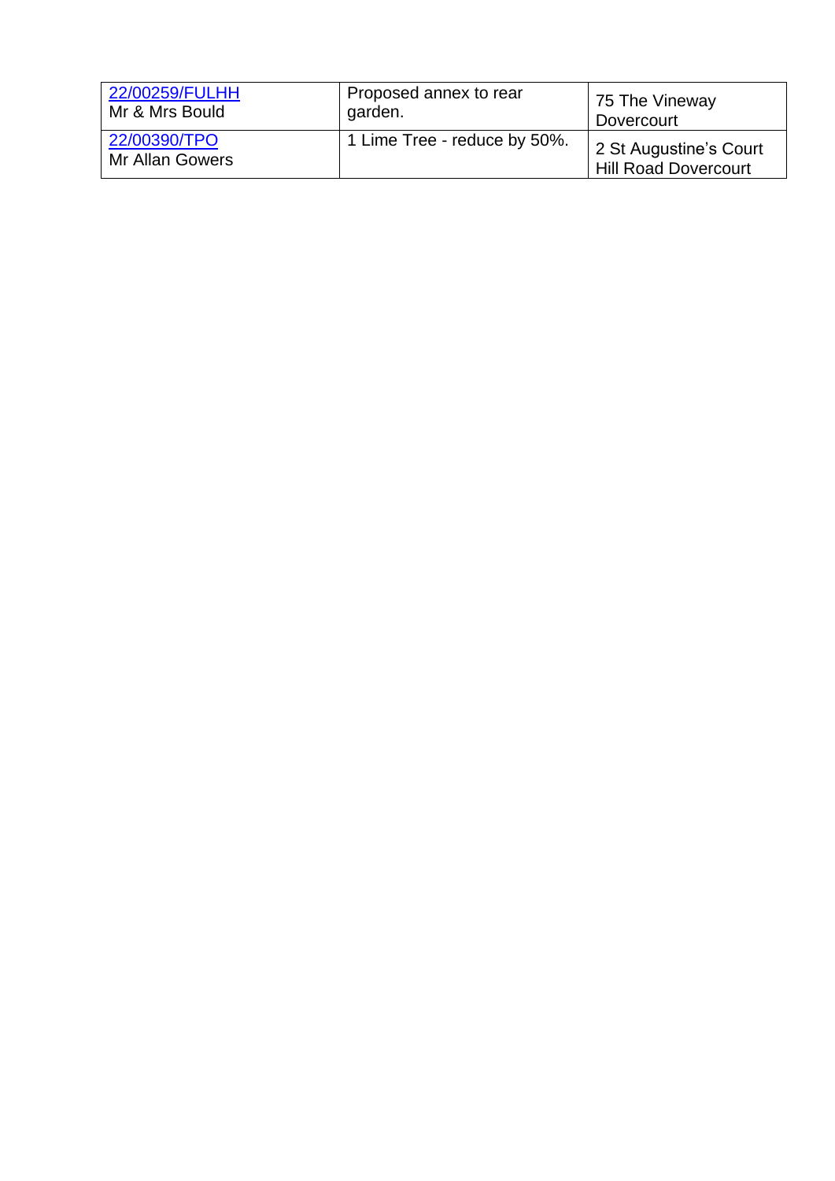| | | |
|---|---|---|
| 22/00259/FULHH<br>Mr & Mrs Bould | Proposed annex to rear garden. | 75 The Vineway Dovercourt |
| 22/00390/TPO<br>Mr Allan Gowers | 1 Lime Tree - reduce by 50%. | 2 St Augustine's Court Hill Road Dovercourt |